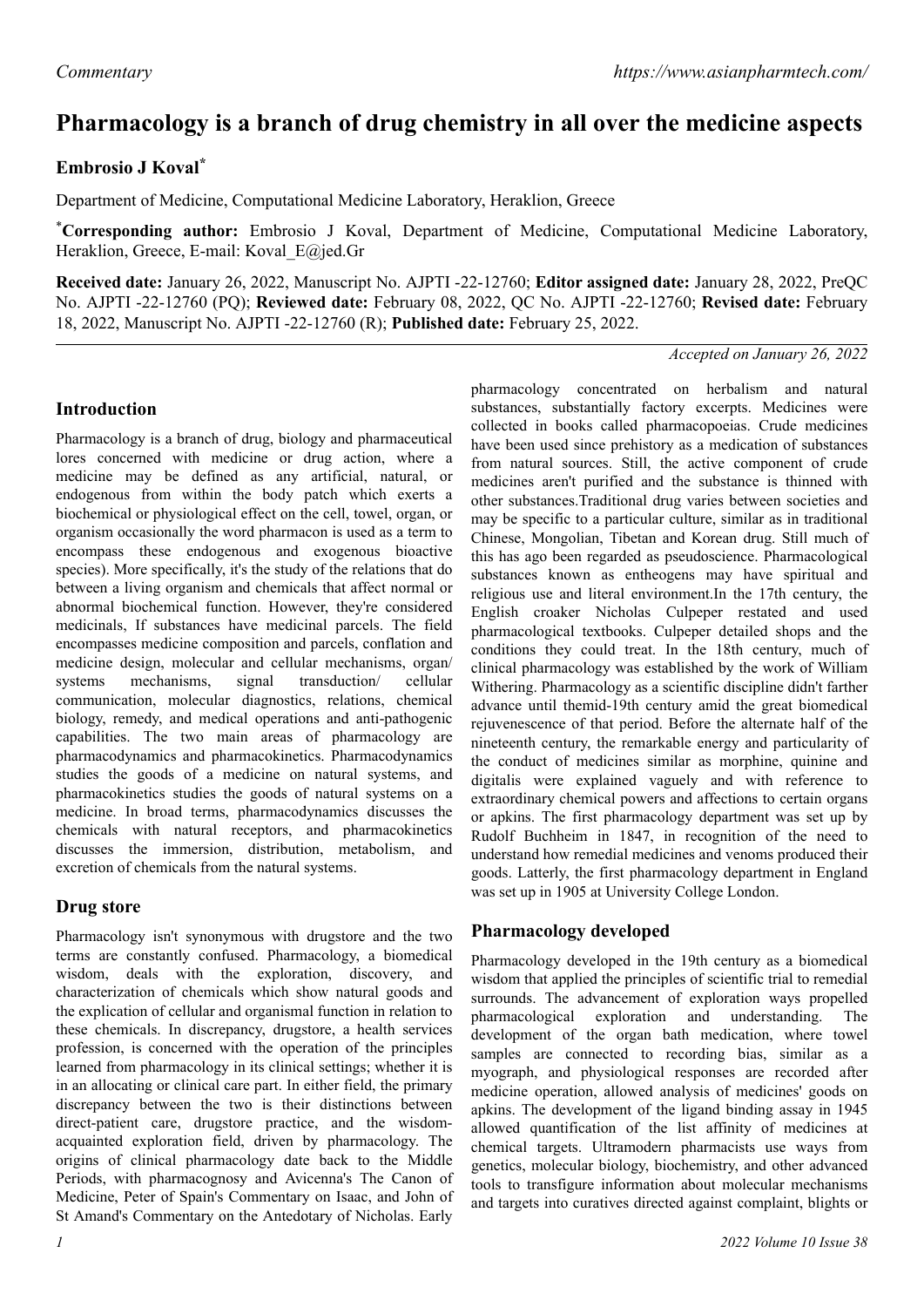*Commentary*

# Pharmacology is a branch of drug chemistry in all over the medicine aspects

**Embrosio J Koval***

Department of Medicine, Computational Medicine Laboratory, Heraklion, Greece

***Corresponding author:** Embrosio J Koval, Department of Medicine, Computational Medicine Laboratory, Heraklion, Greece, E-mail: Koval_E@jed.Gr

**Received date:** January 26, 2022, Manuscript No. AJPTI -22-12760; **Editor assigned date:** January 28, 2022, PreQC No. AJPTI -22-12760 (PQ); **Reviewed date:** February 08, 2022, QC No. AJPTI -22-12760; **Revised date:** February 18, 2022, Manuscript No. AJPTI -22-12760 (R); **Published date:** February 25, 2022.

*Accepted on January 26, 2022*

## Introduction

Pharmacology is a branch of drug, biology and pharmaceutical lores concerned with medicine or drug action, where a medicine may be defined as any artificial, natural, or endogenous from within the body patch which exerts a biochemical or physiological effect on the cell, towel, organ, or organism occasionally the word pharmacon is used as a term to encompass these endogenous and exogenous bioactive species). More specifically, it's the study of the relations that do between a living organism and chemicals that affect normal or abnormal biochemical function. However, they're considered medicinals, If substances have medicinal parcels. The field encompasses medicine composition and parcels, conflation and medicine design, molecular and cellular mechanisms, organ/ systems mechanisms, signal transduction/ cellular communication, molecular diagnostics, relations, chemical biology, remedy, and medical operations and anti-pathogenic capabilities. The two main areas of pharmacology are pharmacodynamics and pharmacokinetics. Pharmacodynamics studies the goods of a medicine on natural systems, and pharmacokinetics studies the goods of natural systems on a medicine. In broad terms, pharmacodynamics discusses the chemicals with natural receptors, and pharmacokinetics discusses the immersion, distribution, metabolism, and excretion of chemicals from the natural systems.

## Drug store

Pharmacology isn't synonymous with drugstore and the two terms are constantly confused. Pharmacology, a biomedical wisdom, deals with the exploration, discovery, and characterization of chemicals which show natural goods and the explication of cellular and organismal function in relation to these chemicals. In discrepancy, drugstore, a health services profession, is concerned with the operation of the principles learned from pharmacology in its clinical settings; whether it is in an allocating or clinical care part. In either field, the primary discrepancy between the two is their distinctions between direct-patient care, drugstore practice, and the wisdom-acquainted exploration field, driven by pharmacology. The origins of clinical pharmacology date back to the Middle Periods, with pharmacognosy and Avicenna's The Canon of Medicine, Peter of Spain's Commentary on Isaac, and John of St Amand's Commentary on the Antedotary of Nicholas. Early pharmacology concentrated on herbalism and natural substances, substantially factory excerpts. Medicines were collected in books called pharmacopoeias. Crude medicines have been used since prehistory as a medication of substances from natural sources. Still, the active component of crude medicines aren't purified and the substance is thinned with other substances.Traditional drug varies between societies and may be specific to a particular culture, similar as in traditional Chinese, Mongolian, Tibetan and Korean drug. Still much of this has ago been regarded as pseudoscience. Pharmacological substances known as entheogens may have spiritual and religious use and literal environment.In the 17th century, the English croaker Nicholas Culpeper restated and used pharmacological textbooks. Culpeper detailed shops and the conditions they could treat. In the 18th century, much of clinical pharmacology was established by the work of William Withering. Pharmacology as a scientific discipline didn't farther advance until themid-19th century amid the great biomedical rejuvenescence of that period. Before the alternate half of the nineteenth century, the remarkable energy and particularity of the conduct of medicines similar as morphine, quinine and digitalis were explained vaguely and with reference to extraordinary chemical powers and affections to certain organs or apkins. The first pharmacology department was set up by Rudolf Buchheim in 1847, in recognition of the need to understand how remedial medicines and venoms produced their goods. Latterly, the first pharmacology department in England was set up in 1905 at University College London.

## Pharmacology developed

Pharmacology developed in the 19th century as a biomedical wisdom that applied the principles of scientific trial to remedial surrounds. The advancement of exploration ways propelled pharmacological exploration and understanding. The development of the organ bath medication, where towel samples are connected to recording bias, similar as a myograph, and physiological responses are recorded after medicine operation, allowed analysis of medicines' goods on apkins. The development of the ligand binding assay in 1945 allowed quantification of the list affinity of medicines at chemical targets. Ultramodern pharmacists use ways from genetics, molecular biology, biochemistry, and other advanced tools to transfigure information about molecular mechanisms and targets into curatives directed against complaint, blights or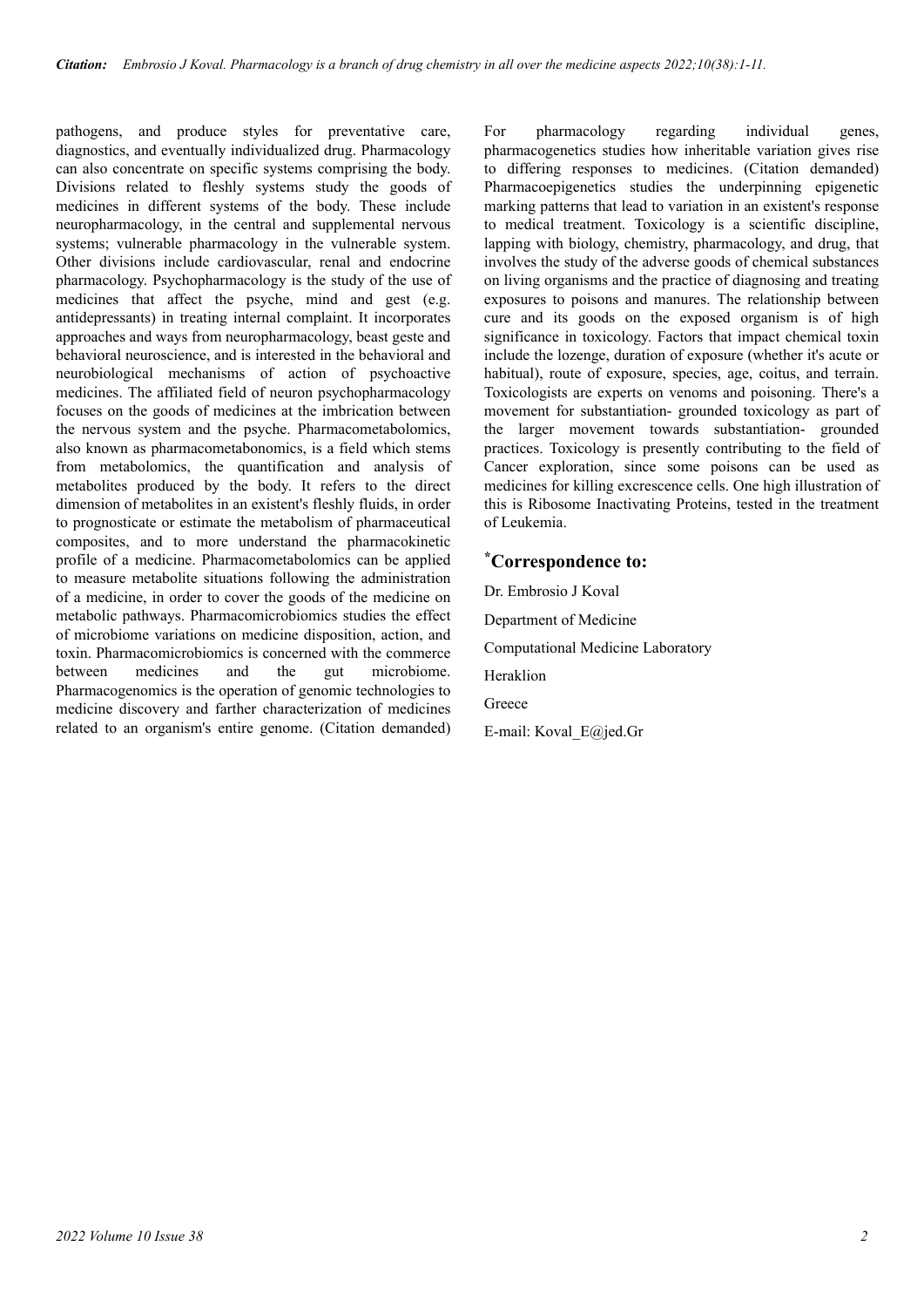pathogens, and produce styles for preventative care, diagnostics, and eventually individualized drug. Pharmacology can also concentrate on specific systems comprising the body. Divisions related to fleshly systems study the goods of medicines in different systems of the body. These include neuropharmacology, in the central and supplemental nervous systems; vulnerable pharmacology in the vulnerable system. Other divisions include cardiovascular, renal and endocrine pharmacology. Psychopharmacology is the study of the use of medicines that affect the psyche, mind and gest (e.g. antidepressants) in treating internal complaint. It incorporates approaches and ways from neuropharmacology, beast geste and behavioral neuroscience, and is interested in the behavioral and neurobiological mechanisms of action of psychoactive medicines. The affiliated field of neuron psychopharmacology focuses on the goods of medicines at the imbrication between the nervous system and the psyche. Pharmacometabolomics, also known as pharmacometabonomics, is a field which stems from metabolomics, the quantification and analysis of metabolites produced by the body. It refers to the direct dimension of metabolites in an existent's fleshly fluids, in order to prognosticate or estimate the metabolism of pharmaceutical composites, and to more understand the pharmacokinetic profile of a medicine. Pharmacometabolomics can be applied to measure metabolite situations following the administration of a medicine, in order to cover the goods of the medicine on metabolic pathways. Pharmacomicrobiomics studies the effect of microbiome variations on medicine disposition, action, and toxin. Pharmacomicrobiomics is concerned with the commerce between medicines and the gut microbiome. Pharmacogenomics is the operation of genomic technologies to medicine discovery and farther characterization of medicines related to an organism's entire genome. (Citation demanded) For pharmacology regarding individual genes, pharmacogenetics studies how inheritable variation gives rise to differing responses to medicines. (Citation demanded) Pharmacoepigenetics studies the underpinning epigenetic marking patterns that lead to variation in an existent's response to medical treatment. Toxicology is a scientific discipline, lapping with biology, chemistry, pharmacology, and drug, that involves the study of the adverse goods of chemical substances on living organisms and the practice of diagnosing and treating exposures to poisons and manures. The relationship between cure and its goods on the exposed organism is of high significance in toxicology. Factors that impact chemical toxin include the lozenge, duration of exposure (whether it's acute or habitual), route of exposure, species, age, coitus, and terrain. Toxicologists are experts on venoms and poisoning. There's a movement for substantiation- grounded toxicology as part of the larger movement towards substantiation- grounded practices. Toxicology is presently contributing to the field of Cancer exploration, since some poisons can be used as medicines for killing excrescence cells. One high illustration of this is Ribosome Inactivating Proteins, tested in the treatment of Leukemia.

## *Correspondence to:

Dr. Embrosio J Koval

Department of Medicine

Computational Medicine Laboratory

Heraklion

Greece

E-mail: Koval_E@jed.Gr